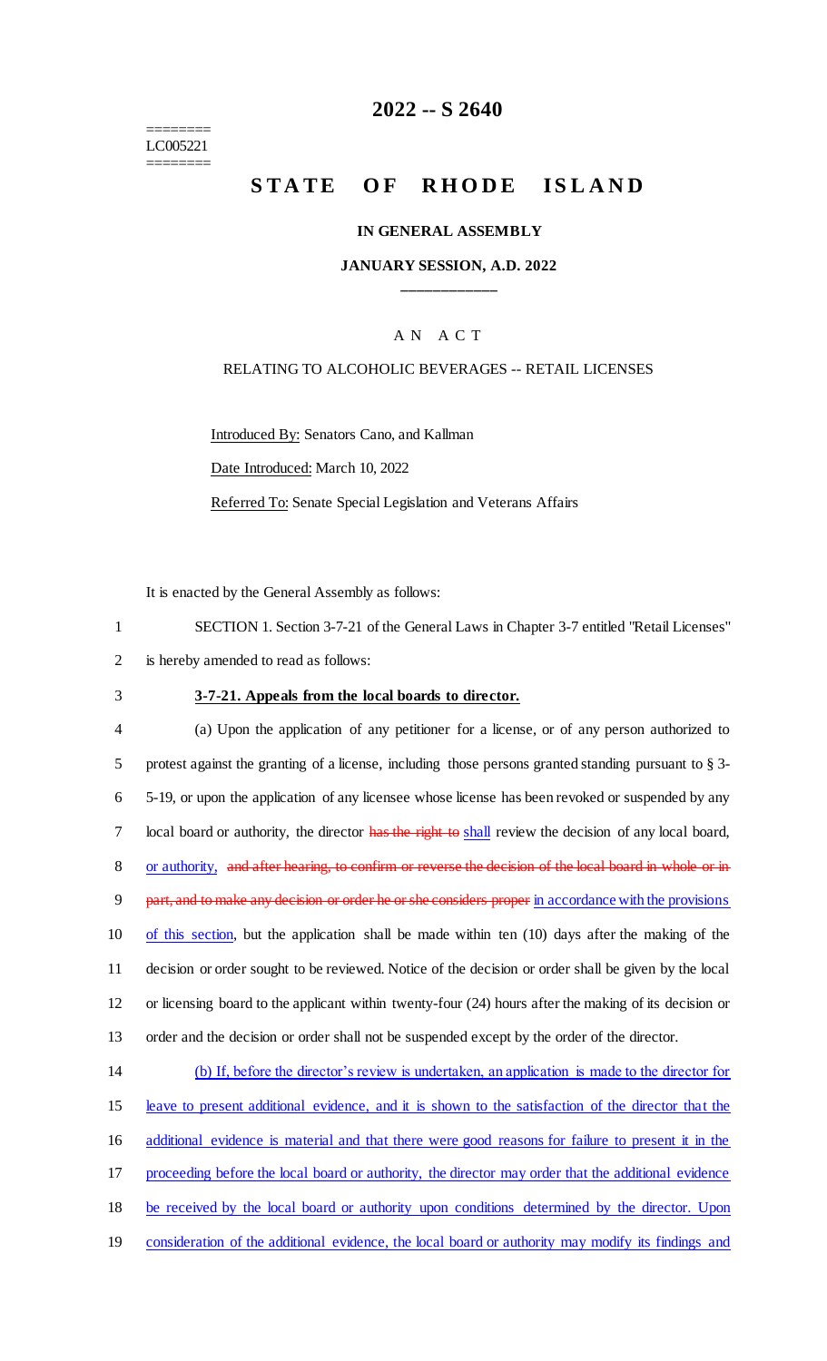========
LC005221
========

# 2022 -- S 2640

# STATE OF RHODE ISLAND

**IN GENERAL ASSEMBLY**

**JANUARY SESSION, A.D. 2022**

____________

A N A C T

RELATING TO ALCOHOLIC BEVERAGES -- RETAIL LICENSES

Introduced By: Senators Cano, and Kallman

Date Introduced: March 10, 2022

Referred To: Senate Special Legislation and Veterans Affairs

It is enacted by the General Assembly as follows:

1 SECTION 1. Section 3-7-21 of the General Laws in Chapter 3-7 entitled "Retail Licenses"
2 is hereby amended to read as follows:

3 **3-7-21. Appeals from the local boards to director.**

4 (a) Upon the application of any petitioner for a license, or of any person authorized to
5 protest against the granting of a license, including those persons granted standing pursuant to § 3-
6 5-19, or upon the application of any licensee whose license has been revoked or suspended by any
7 local board or authority, the director ~~has the right to~~ shall review the decision of any local board,
8 or authority, ~~and after hearing, to confirm or reverse the decision of the local board in whole or in~~
9 ~~part, and to make any decision or order he or she considers proper~~ in accordance with the provisions
10 of this section, but the application shall be made within ten (10) days after the making of the
11 decision or order sought to be reviewed. Notice of the decision or order shall be given by the local
12 or licensing board to the applicant within twenty-four (24) hours after the making of its decision or
13 order and the decision or order shall not be suspended except by the order of the director.

14 (b) If, before the director's review is undertaken, an application is made to the director for
15 leave to present additional evidence, and it is shown to the satisfaction of the director that the
16 additional evidence is material and that there were good reasons for failure to present it in the
17 proceeding before the local board or authority, the director may order that the additional evidence
18 be received by the local board or authority upon conditions determined by the director. Upon
19 consideration of the additional evidence, the local board or authority may modify its findings and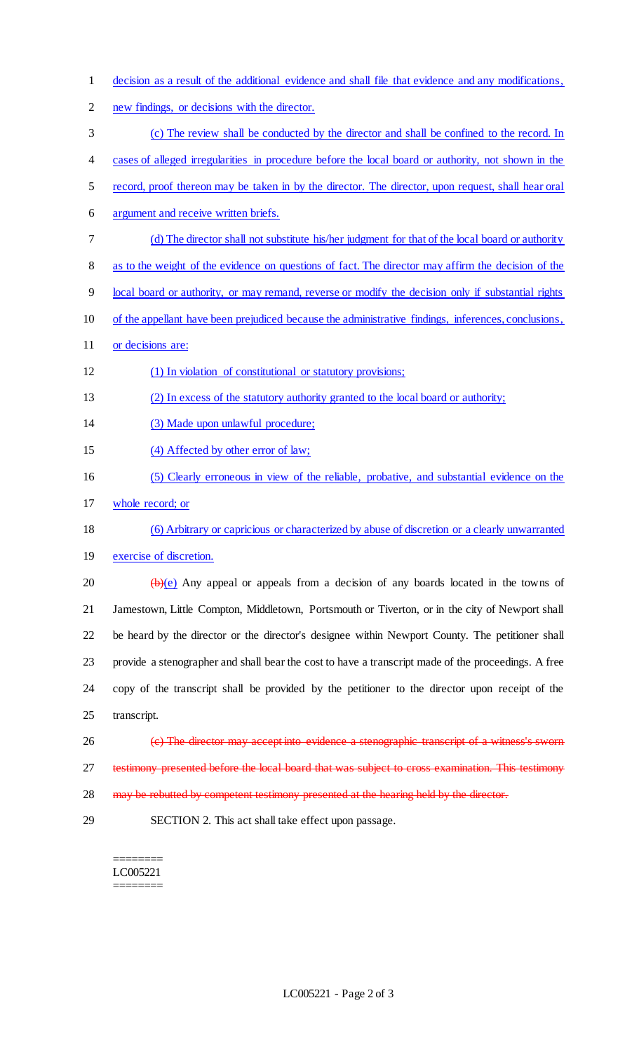decision as a result of the additional evidence and shall file that evidence and any modifications, new findings, or decisions with the director.

(c) The review shall be conducted by the director and shall be confined to the record. In cases of alleged irregularities in procedure before the local board or authority, not shown in the record, proof thereon may be taken in by the director. The director, upon request, shall hear oral argument and receive written briefs.

(d) The director shall not substitute his/her judgment for that of the local board or authority as to the weight of the evidence on questions of fact. The director may affirm the decision of the local board or authority, or may remand, reverse or modify the decision only if substantial rights of the appellant have been prejudiced because the administrative findings, inferences, conclusions, or decisions are:

(1) In violation of constitutional or statutory provisions;

(2) In excess of the statutory authority granted to the local board or authority;

(3) Made upon unlawful procedure;

(4) Affected by other error of law;

(5) Clearly erroneous in view of the reliable, probative, and substantial evidence on the whole record; or

(6) Arbitrary or capricious or characterized by abuse of discretion or a clearly unwarranted exercise of discretion.

~~(b)~~(e) Any appeal or appeals from a decision of any boards located in the towns of Jamestown, Little Compton, Middletown, Portsmouth or Tiverton, or in the city of Newport shall be heard by the director or the director's designee within Newport County. The petitioner shall provide a stenographer and shall bear the cost to have a transcript made of the proceedings. A free copy of the transcript shall be provided by the petitioner to the director upon receipt of the transcript.

~~(c) The director may accept into evidence a stenographic transcript of a witness's sworn testimony presented before the local board that was subject to cross examination. This testimony may be rebutted by competent testimony presented at the hearing held by the director.~~

SECTION 2. This act shall take effect upon passage.

========
LC005221
========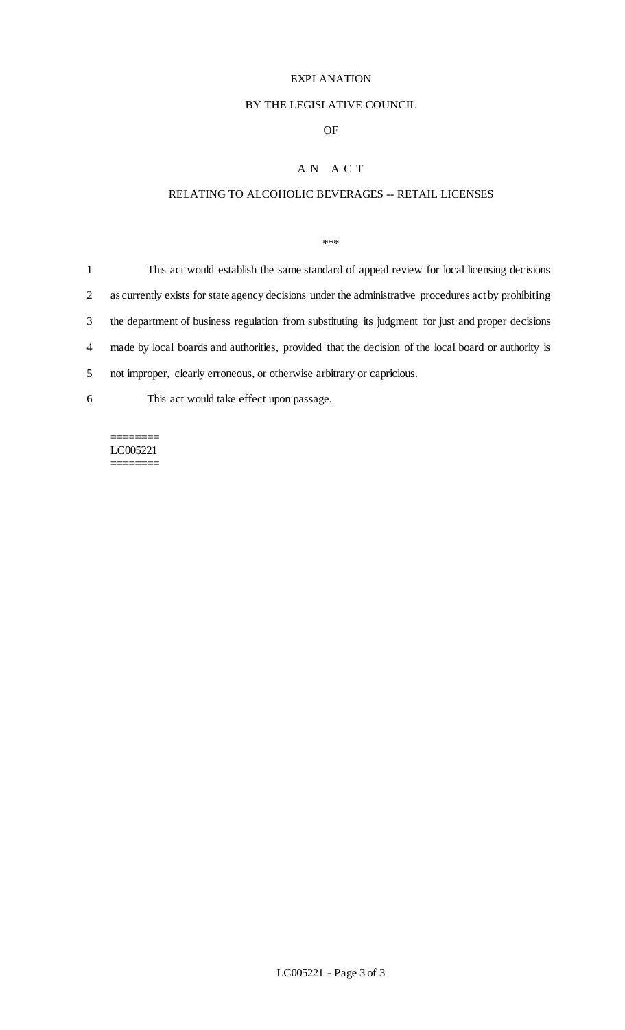EXPLANATION

BY THE LEGISLATIVE COUNCIL

OF

A N A C T

RELATING TO ALCOHOLIC BEVERAGES -- RETAIL LICENSES

\*\*\*

1 This act would establish the same standard of appeal review for local licensing decisions
2 as currently exists for state agency decisions under the administrative procedures act by prohibiting
3 the department of business regulation from substituting its judgment for just and proper decisions
4 made by local boards and authorities, provided that the decision of the local board or authority is
5 not improper, clearly erroneous, or otherwise arbitrary or capricious.

6 This act would take effect upon passage.

========
LC005221
========